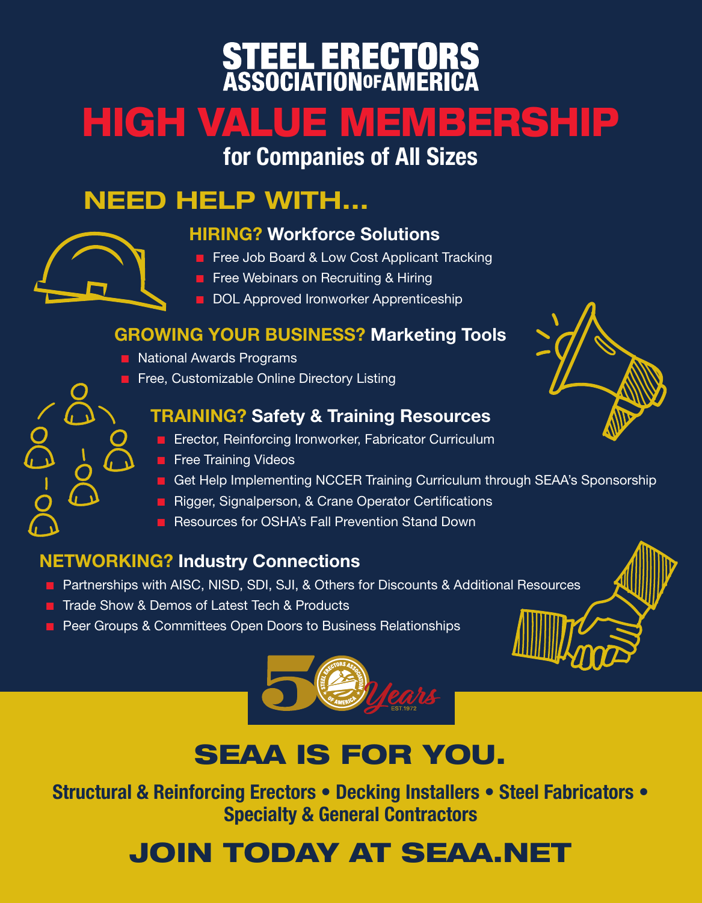# STEEL ERECTORS ASSOCIATION OF AMERICA

# HIGH VALUE MEMBERSHIP

### for Companies of All Sizes

## NEED HELP WITH...

### HIRING? Workforce Solutions

- Free Job Board & Low Cost Applicant Tracking
- Free Webinars on Recruiting & Hiring
- DOL Approved Ironworker Apprenticeship

### GROWING YOUR BUSINESS? Marketing Tools

- National Awards Programs
- Free, Customizable Online Directory Listing

### TRAINING? Safety & Training Resources

- Erector, Reinforcing Ironworker, Fabricator Curriculum
- Free Training Videos
- Get Help Implementing NCCER Training Curriculum through SEAA's Sponsorship
- Rigger, Signalperson, & Crane Operator Certifications
- Resources for OSHA's Fall Prevention Stand Down

### NETWORKING? Industry Connections

- Partnerships with AISC, NISD, SDI, SJI, & Others for Discounts & Additional Resources
- Trade Show & Demos of Latest Tech & Products
- Peer Groups & Committees Open Doors to Business Relationships

50 Years EST.1972

## SEAA IS FOR YOU.

**Structural & Reinforcing Erectors • Decking Installers • Steel Fabricators • Specialty & General Contractors**

## JOIN TODAY AT SEAA.NET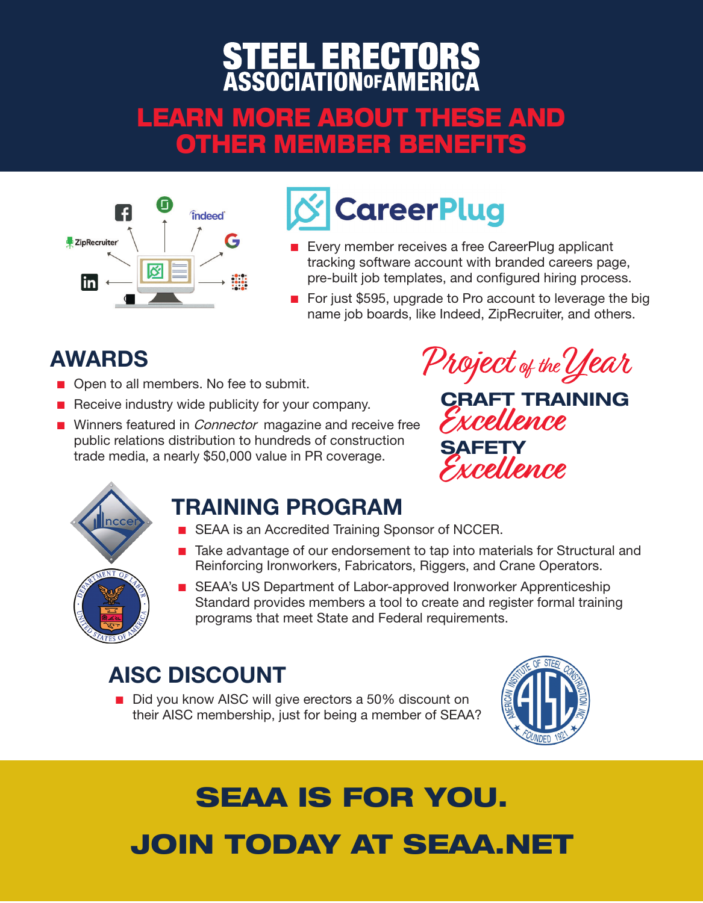# STEEL ERECTORS ASSOCIATION OF AMERICA

## LEARN MORE ABOUT THESE AND OTHER MEMBER BENEFITS

## CareerPlug

- Every member receives a free CareerPlug applicant tracking software account with branded careers page, pre-built job templates, and configured hiring process.
- For just $595, upgrade to Pro account to leverage the big name job boards, like Indeed, ZipRecruiter, and others.

## AWARDS

- Open to all members. No fee to submit.
- Receive industry wide publicity for your company.
- Winners featured in *Connector* magazine and receive free public relations distribution to hundreds of construction trade media, a nearly $50,000 value in PR coverage.

Project of the Year

CRAFT TRAINING Excellence

SAFETY Excellence

## TRAINING PROGRAM

- SEAA is an Accredited Training Sponsor of NCCER.
- Take advantage of our endorsement to tap into materials for Structural and Reinforcing Ironworkers, Fabricators, Riggers, and Crane Operators.
- SEAA's US Department of Labor-approved Ironworker Apprenticeship Standard provides members a tool to create and register formal training programs that meet State and Federal requirements.

## AISC DISCOUNT

- Did you know AISC will give erectors a 50% discount on their AISC membership, just for being a member of SEAA?

# SEAA IS FOR YOU.

# JOIN TODAY AT SEAA.NET